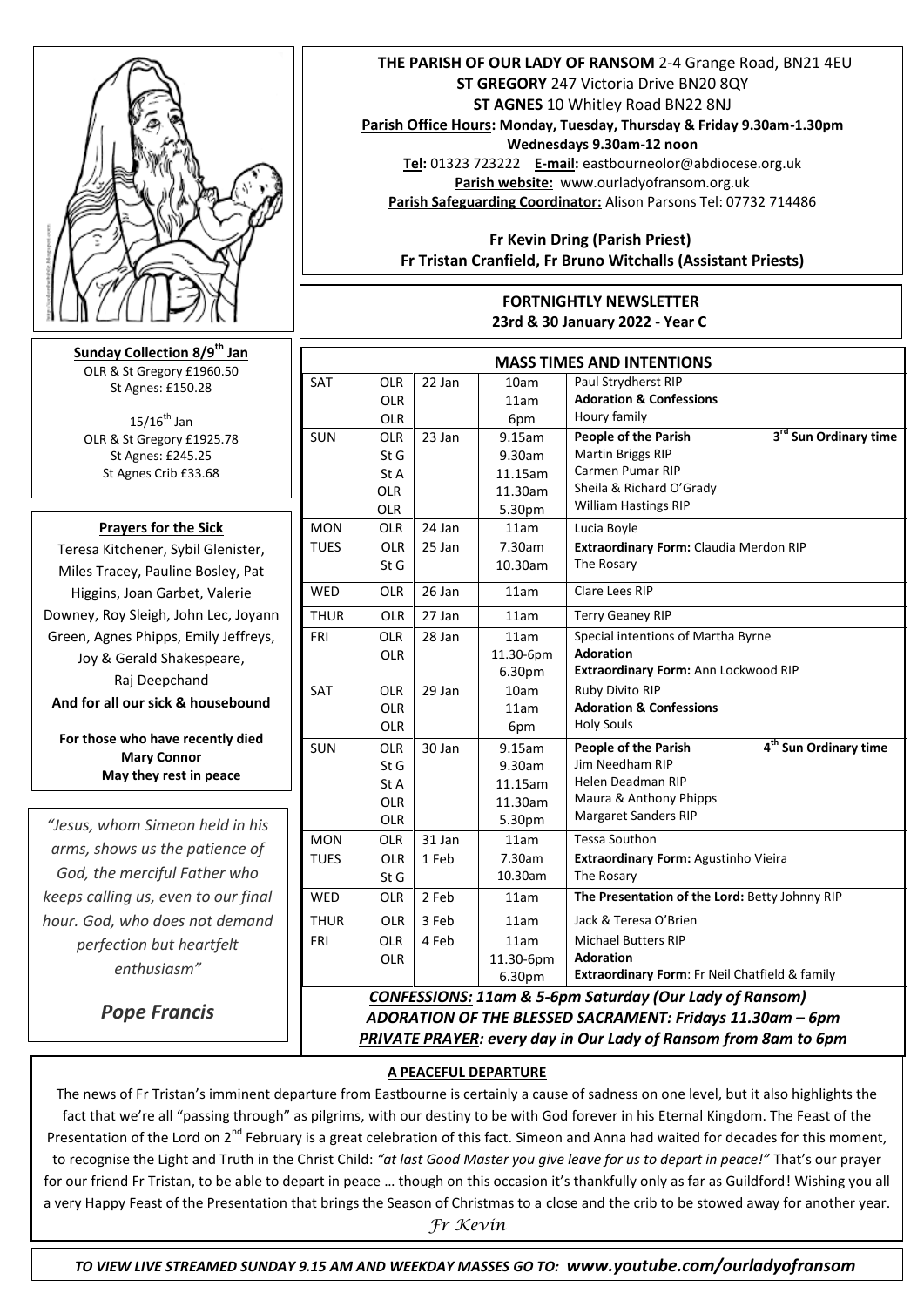**THE PARISH OF OUR LADY OF RANSOM** 2-4 Grange Road, BN21 4EU
**ST GREGORY** 247 Victoria Drive BN20 8QY
**ST AGNES** 10 Whitley Road BN22 8NJ
**Parish Office Hours: Monday, Tuesday, Thursday & Friday 9.30am-1.30pm**
**Wednesdays 9.30am-12 noon**
**Tel:** 01323 723222 **E-mail:** eastbourneolor@abdiocese.org.uk
**Parish website:** www.ourladyofransom.org.uk
**Parish Safeguarding Coordinator:** Alison Parsons Tel: 07732 714486

**Fr Kevin Dring (Parish Priest)**
**Fr Tristan Cranfield, Fr Bruno Witchalls (Assistant Priests)**

## FORTNIGHTLY NEWSLETTER
**23rd & 30 January 2022 - Year C**

**Sunday Collection 8/9th Jan**
OLR & St Gregory £1960.50
St Agnes: £150.28

15/16th Jan
OLR & St Gregory £1925.78
St Agnes: £245.25
St Agnes Crib £33.68

**Prayers for the Sick**
Teresa Kitchener, Sybil Glenister, Miles Tracey, Pauline Bosley, Pat Higgins, Joan Garbet, Valerie Downey, Roy Sleigh, John Lec, Joyann Green, Agnes Phipps, Emily Jeffreys, Joy & Gerald Shakespeare, Raj Deepchand
**And for all our sick & housebound**

**For those who have recently died**
**Mary Connor**
**May they rest in peace**

*"Jesus, whom Simeon held in his arms, shows us the patience of God, the merciful Father who keeps calling us, even to our final hour. God, who does not demand perfection but heartfelt enthusiasm"*

***Pope Francis***

## MASS TIMES AND INTENTIONS

| | | | | |
|---|---|---|---|---|
| SAT | OLR | 22 Jan | 10am | Paul Strydherst RIP |
| | OLR | | 11am | **Adoration & Confessions** |
| | OLR | | 6pm | Houry family |
| SUN | OLR | 23 Jan | 9.15am | **People of the Parish** — **3rd Sun Ordinary time** |
| | St G | | 9.30am | Martin Briggs RIP |
| | St A | | 11.15am | Carmen Pumar RIP |
| | OLR | | 11.30am | Sheila & Richard O'Grady |
| | OLR | | 5.30pm | William Hastings RIP |
| MON | OLR | 24 Jan | 11am | Lucia Boyle |
| TUES | OLR | 25 Jan | 7.30am | **Extraordinary Form:** Claudia Merdon RIP |
| | St G | | 10.30am | The Rosary |
| WED | OLR | 26 Jan | 11am | Clare Lees RIP |
| THUR | OLR | 27 Jan | 11am | Terry Geaney RIP |
| FRI | OLR | 28 Jan | 11am | Special intentions of Martha Byrne |
| | OLR | | 11.30-6pm | **Adoration** |
| | | | 6.30pm | **Extraordinary Form:** Ann Lockwood RIP |
| SAT | OLR | 29 Jan | 10am | Ruby Divito RIP |
| | OLR | | 11am | **Adoration & Confessions** |
| | OLR | | 6pm | Holy Souls |
| SUN | OLR | 30 Jan | 9.15am | **People of the Parish** — **4th Sun Ordinary time** |
| | St G | | 9.30am | Jim Needham RIP |
| | St A | | 11.15am | Helen Deadman RIP |
| | OLR | | 11.30am | Maura & Anthony Phipps |
| | OLR | | 5.30pm | Margaret Sanders RIP |
| MON | OLR | 31 Jan | 11am | Tessa Southon |
| TUES | OLR | 1 Feb | 7.30am | **Extraordinary Form:** Agustinho Vieira |
| | St G | | 10.30am | The Rosary |
| WED | OLR | 2 Feb | 11am | **The Presentation of the Lord:** Betty Johnny RIP |
| THUR | OLR | 3 Feb | 11am | Jack & Teresa O'Brien |
| FRI | OLR | 4 Feb | 11am | Michael Butters RIP |
| | OLR | | 11.30-6pm | **Adoration** |
| | | | 6.30pm | **Extraordinary Form**: Fr Neil Chatfield & family |

***CONFESSIONS: 11am & 5-6pm Saturday (Our Lady of Ransom)***
***ADORATION OF THE BLESSED SACRAMENT: Fridays 11.30am – 6pm***
***PRIVATE PRAYER: every day in Our Lady of Ransom from 8am to 6pm***

### A PEACEFUL DEPARTURE

The news of Fr Tristan's imminent departure from Eastbourne is certainly a cause of sadness on one level, but it also highlights the fact that we're all "passing through" as pilgrims, with our destiny to be with God forever in his Eternal Kingdom. The Feast of the Presentation of the Lord on 2nd February is a great celebration of this fact. Simeon and Anna had waited for decades for this moment, to recognise the Light and Truth in the Christ Child: *"at last Good Master you give leave for us to depart in peace!"* That's our prayer for our friend Fr Tristan, to be able to depart in peace … though on this occasion it's thankfully only as far as Guildford! Wishing you all a very Happy Feast of the Presentation that brings the Season of Christmas to a close and the crib to be stowed away for another year.

*Fr Kevin*

***TO VIEW LIVE STREAMED SUNDAY 9.15 AM AND WEEKDAY MASSES GO TO: www.youtube.com/ourladyofransom***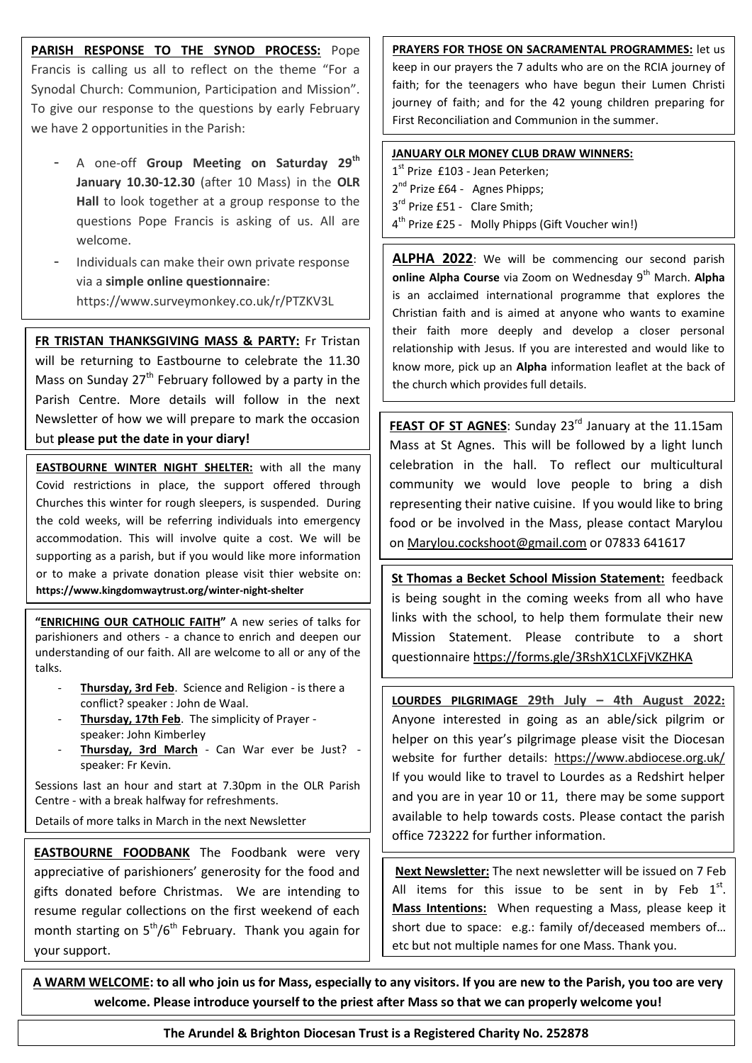**PARISH RESPONSE TO THE SYNOD PROCESS:** Pope Francis is calling us all to reflect on the theme "For a Synodal Church: Communion, Participation and Mission". To give our response to the questions by early February we have 2 opportunities in the Parish:

- A one-off **Group Meeting on Saturday 29th January 10.30-12.30** (after 10 Mass) in the **OLR Hall** to look together at a group response to the questions Pope Francis is asking of us. All are welcome.
- Individuals can make their own private response via a **simple online questionnaire**: https://www.surveymonkey.co.uk/r/PTZKV3L

**FR TRISTAN THANKSGIVING MASS & PARTY:** Fr Tristan will be returning to Eastbourne to celebrate the 11.30 Mass on Sunday 27th February followed by a party in the Parish Centre. More details will follow in the next Newsletter of how we will prepare to mark the occasion but **please put the date in your diary!**

**EASTBOURNE WINTER NIGHT SHELTER:** with all the many Covid restrictions in place, the support offered through Churches this winter for rough sleepers, is suspended. During the cold weeks, will be referring individuals into emergency accommodation. This will involve quite a cost. We will be supporting as a parish, but if you would like more information or to make a private donation please visit thier website on: **https://www.kingdomwaytrust.org/winter-night-shelter**

**"ENRICHING OUR CATHOLIC FAITH"** A new series of talks for parishioners and others - a chance to enrich and deepen our understanding of our faith. All are welcome to all or any of the talks.

- **Thursday, 3rd Feb**. Science and Religion - is there a conflict? speaker : John de Waal.
- **Thursday, 17th Feb**. The simplicity of Prayer - speaker: John Kimberley
- **Thursday, 3rd March** - Can War ever be Just? - speaker: Fr Kevin.

Sessions last an hour and start at 7.30pm in the OLR Parish Centre - with a break halfway for refreshments.

Details of more talks in March in the next Newsletter

**EASTBOURNE FOODBANK** The Foodbank were very appreciative of parishioners' generosity for the food and gifts donated before Christmas. We are intending to resume regular collections on the first weekend of each month starting on 5th/6th February. Thank you again for your support.

**PRAYERS FOR THOSE ON SACRAMENTAL PROGRAMMES:** let us keep in our prayers the 7 adults who are on the RCIA journey of faith; for the teenagers who have begun their Lumen Christi journey of faith; and for the 42 young children preparing for First Reconciliation and Communion in the summer.

**JANUARY OLR MONEY CLUB DRAW WINNERS:**
1st Prize £103 - Jean Peterken;
2nd Prize £64 - Agnes Phipps;
3rd Prize £51 - Clare Smith;
4th Prize £25 - Molly Phipps (Gift Voucher win!)

**ALPHA 2022**: We will be commencing our second parish **online Alpha Course** via Zoom on Wednesday 9th March. **Alpha** is an acclaimed international programme that explores the Christian faith and is aimed at anyone who wants to examine their faith more deeply and develop a closer personal relationship with Jesus. If you are interested and would like to know more, pick up an **Alpha** information leaflet at the back of the church which provides full details.

**FEAST OF ST AGNES**: Sunday 23rd January at the 11.15am Mass at St Agnes. This will be followed by a light lunch celebration in the hall. To reflect our multicultural community we would love people to bring a dish representing their native cuisine. If you would like to bring food or be involved in the Mass, please contact Marylou on Marylou.cockshoot@gmail.com or 07833 641617

**St Thomas a Becket School Mission Statement:** feedback is being sought in the coming weeks from all who have links with the school, to help them formulate their new Mission Statement. Please contribute to a short questionnaire https://forms.gle/3RshX1CLXFjVKZHKA

**LOURDES PILGRIMAGE 29th July – 4th August 2022:** Anyone interested in going as an able/sick pilgrim or helper on this year's pilgrimage please visit the Diocesan website for further details: https://www.abdiocese.org.uk/ If you would like to travel to Lourdes as a Redshirt helper and you are in year 10 or 11, there may be some support available to help towards costs. Please contact the parish office 723222 for further information.

**Next Newsletter:** The next newsletter will be issued on 7 Feb All items for this issue to be sent in by Feb 1st. **Mass Intentions:** When requesting a Mass, please keep it short due to space: e.g.: family of/deceased members of… etc but not multiple names for one Mass. Thank you.

**A WARM WELCOME: to all who join us for Mass, especially to any visitors. If you are new to the Parish, you too are very welcome. Please introduce yourself to the priest after Mass so that we can properly welcome you!**

**The Arundel & Brighton Diocesan Trust is a Registered Charity No. 252878**